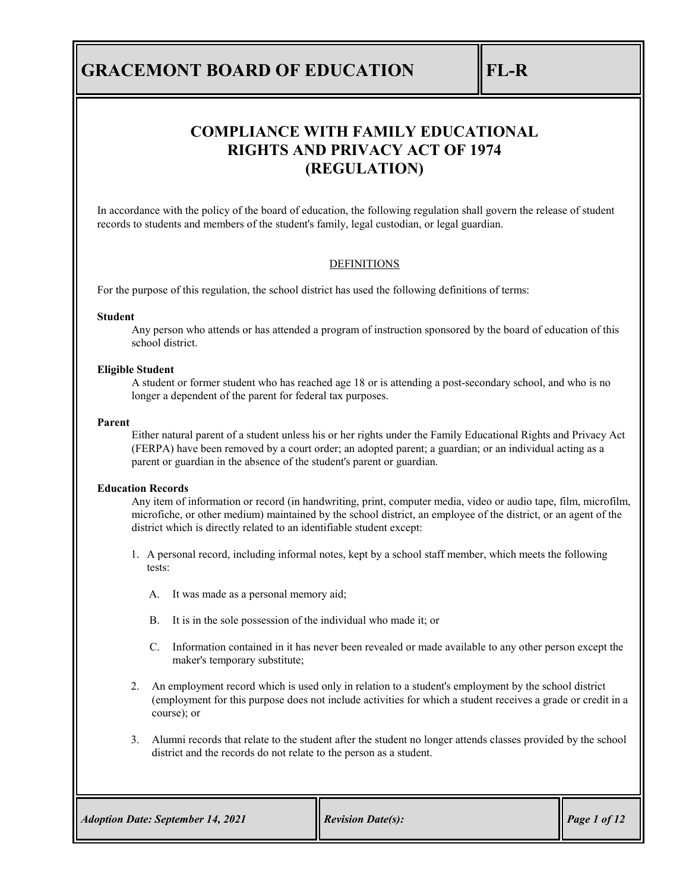# GRACEMONT BOARD OF EDUCATION

# FL-R

## COMPLIANCE WITH FAMILY EDUCATIONAL RIGHTS AND PRIVACY ACT OF 1974 (REGULATION)

In accordance with the policy of the board of education, the following regulation shall govern the release of student records to students and members of the student's family, legal custodian, or legal guardian.

### DEFINITIONS

For the purpose of this regulation, the school district has used the following definitions of terms:

**Student**

Any person who attends or has attended a program of instruction sponsored by the board of education of this school district.

**Eligible Student**

A student or former student who has reached age 18 or is attending a post-secondary school, and who is no longer a dependent of the parent for federal tax purposes.

**Parent**

Either natural parent of a student unless his or her rights under the Family Educational Rights and Privacy Act (FERPA) have been removed by a court order; an adopted parent; a guardian; or an individual acting as a parent or guardian in the absence of the student's parent or guardian.

**Education Records**

Any item of information or record (in handwriting, print, computer media, video or audio tape, film, microfilm, microfiche, or other medium) maintained by the school district, an employee of the district, or an agent of the district which is directly related to an identifiable student except:

1. A personal record, including informal notes, kept by a school staff member, which meets the following tests:

   A. It was made as a personal memory aid;

   B. It is in the sole possession of the individual who made it; or

   C. Information contained in it has never been revealed or made available to any other person except the maker's temporary substitute;

2. An employment record which is used only in relation to a student's employment by the school district (employment for this purpose does not include activities for which a student receives a grade or credit in a course); or

3. Alumni records that relate to the student after the student no longer attends classes provided by the school district and the records do not relate to the person as a student.

*Adoption Date: September 14, 2021* | *Revision Date(s):*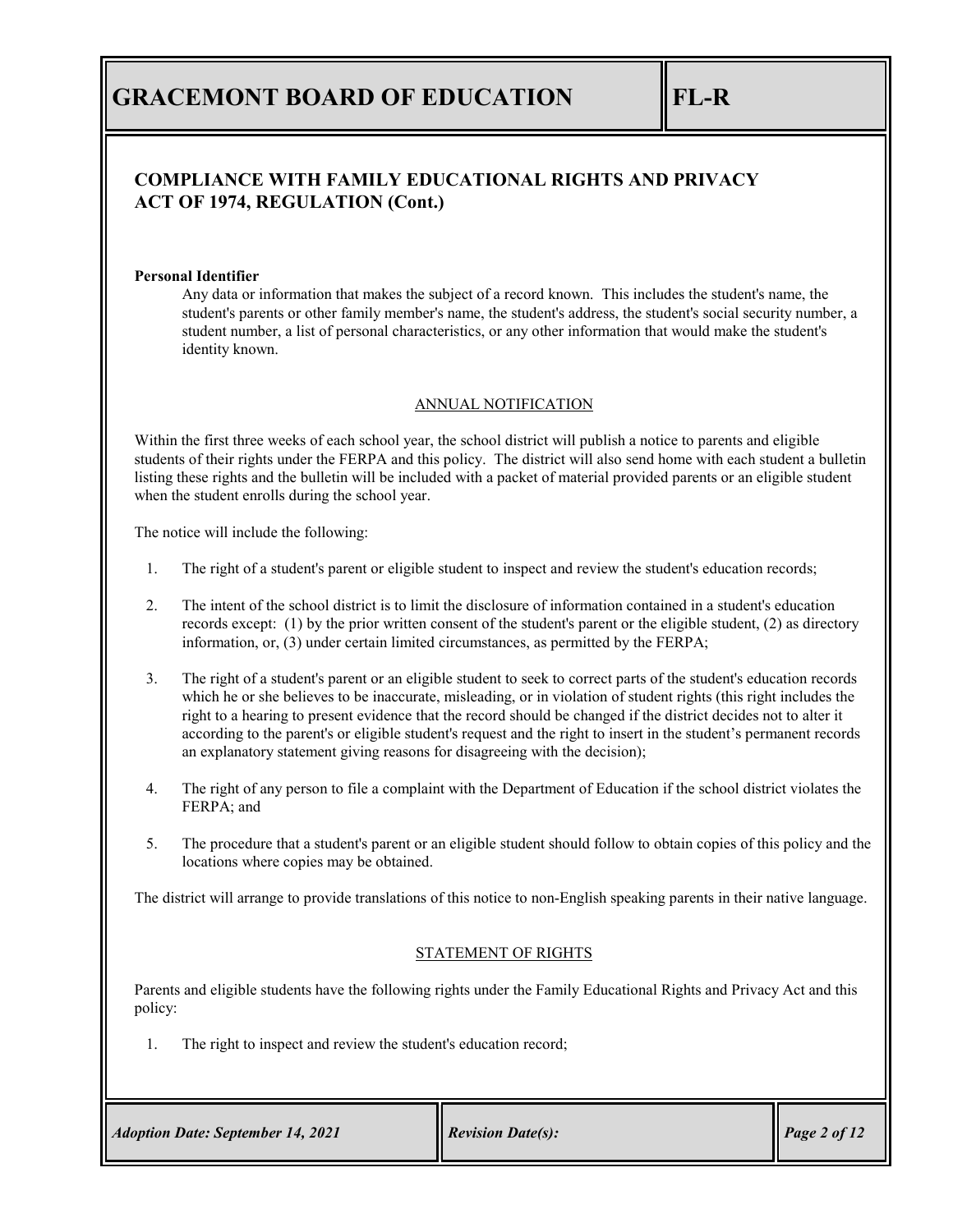## COMPLIANCE WITH FAMILY EDUCATIONAL RIGHTS AND PRIVACY ACT OF 1974, REGULATION (Cont.)

**Personal Identifier**

Any data or information that makes the subject of a record known. This includes the student's name, the student's parents or other family member's name, the student's address, the student's social security number, a student number, a list of personal characteristics, or any other information that would make the student's identity known.

### ANNUAL NOTIFICATION

Within the first three weeks of each school year, the school district will publish a notice to parents and eligible students of their rights under the FERPA and this policy. The district will also send home with each student a bulletin listing these rights and the bulletin will be included with a packet of material provided parents or an eligible student when the student enrolls during the school year.

The notice will include the following:

1. The right of a student's parent or eligible student to inspect and review the student's education records;
2. The intent of the school district is to limit the disclosure of information contained in a student's education records except: (1) by the prior written consent of the student's parent or the eligible student, (2) as directory information, or, (3) under certain limited circumstances, as permitted by the FERPA;
3. The right of a student's parent or an eligible student to seek to correct parts of the student's education records which he or she believes to be inaccurate, misleading, or in violation of student rights (this right includes the right to a hearing to present evidence that the record should be changed if the district decides not to alter it according to the parent's or eligible student's request and the right to insert in the student's permanent records an explanatory statement giving reasons for disagreeing with the decision);
4. The right of any person to file a complaint with the Department of Education if the school district violates the FERPA; and
5. The procedure that a student's parent or an eligible student should follow to obtain copies of this policy and the locations where copies may be obtained.

The district will arrange to provide translations of this notice to non-English speaking parents in their native language.

### STATEMENT OF RIGHTS

Parents and eligible students have the following rights under the Family Educational Rights and Privacy Act and this policy:

1. The right to inspect and review the student's education record;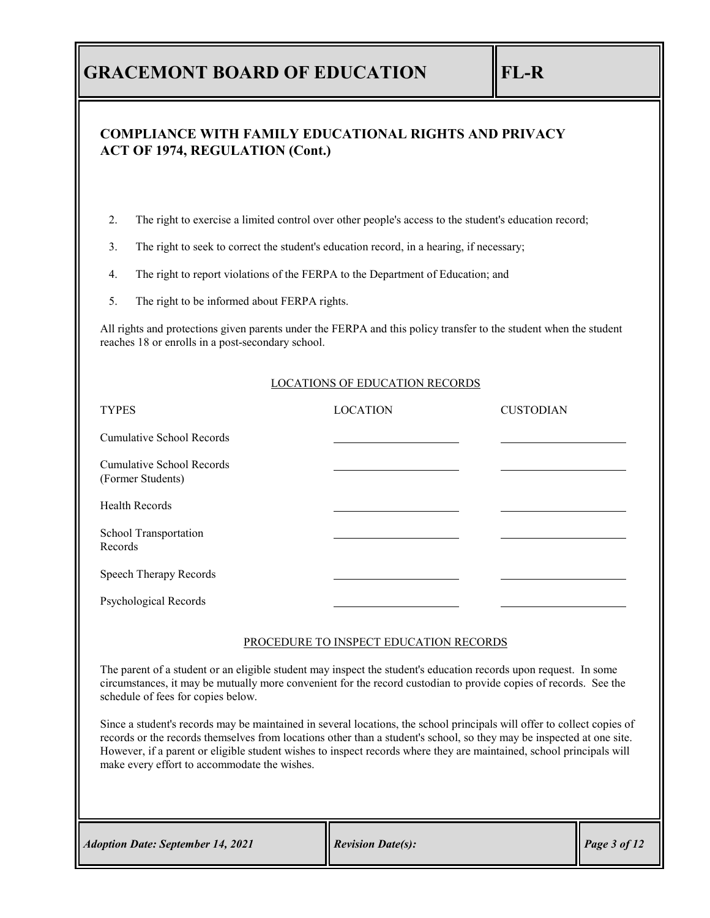## COMPLIANCE WITH FAMILY EDUCATIONAL RIGHTS AND PRIVACY ACT OF 1974, REGULATION (Cont.)

2. The right to exercise a limited control over other people's access to the student's education record;
3. The right to seek to correct the student's education record, in a hearing, if necessary;
4. The right to report violations of the FERPA to the Department of Education; and
5. The right to be informed about FERPA rights.

All rights and protections given parents under the FERPA and this policy transfer to the student when the student reaches 18 or enrolls in a post-secondary school.

### LOCATIONS OF EDUCATION RECORDS

| TYPES | LOCATION | CUSTODIAN |
| --- | --- | --- |
| Cumulative School Records | ____________________ | ____________________ |
| Cumulative School Records (Former Students) | ____________________ | ____________________ |
| Health Records | ____________________ | ____________________ |
| School Transportation Records | ____________________ | ____________________ |
| Speech Therapy Records | ____________________ | ____________________ |
| Psychological Records | ____________________ | ____________________ |

### PROCEDURE TO INSPECT EDUCATION RECORDS

The parent of a student or an eligible student may inspect the student's education records upon request. In some circumstances, it may be mutually more convenient for the record custodian to provide copies of records. See the schedule of fees for copies below.

Since a student's records may be maintained in several locations, the school principals will offer to collect copies of records or the records themselves from locations other than a student's school, so they may be inspected at one site. However, if a parent or eligible student wishes to inspect records where they are maintained, school principals will make every effort to accommodate the wishes.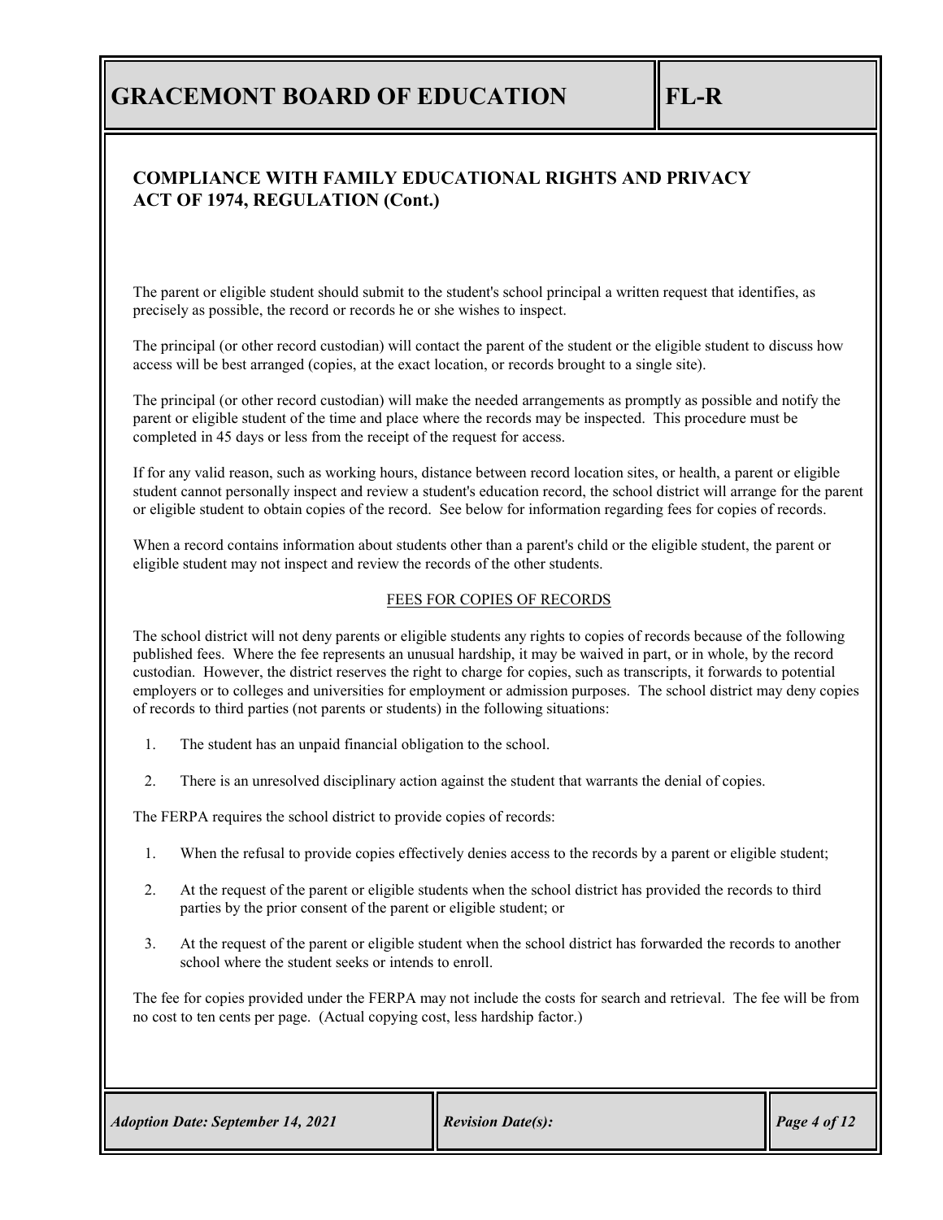## COMPLIANCE WITH FAMILY EDUCATIONAL RIGHTS AND PRIVACY ACT OF 1974, REGULATION (Cont.)

The parent or eligible student should submit to the student's school principal a written request that identifies, as precisely as possible, the record or records he or she wishes to inspect.

The principal (or other record custodian) will contact the parent of the student or the eligible student to discuss how access will be best arranged (copies, at the exact location, or records brought to a single site).

The principal (or other record custodian) will make the needed arrangements as promptly as possible and notify the parent or eligible student of the time and place where the records may be inspected. This procedure must be completed in 45 days or less from the receipt of the request for access.

If for any valid reason, such as working hours, distance between record location sites, or health, a parent or eligible student cannot personally inspect and review a student's education record, the school district will arrange for the parent or eligible student to obtain copies of the record. See below for information regarding fees for copies of records.

When a record contains information about students other than a parent's child or the eligible student, the parent or eligible student may not inspect and review the records of the other students.

### FEES FOR COPIES OF RECORDS

The school district will not deny parents or eligible students any rights to copies of records because of the following published fees. Where the fee represents an unusual hardship, it may be waived in part, or in whole, by the record custodian. However, the district reserves the right to charge for copies, such as transcripts, it forwards to potential employers or to colleges and universities for employment or admission purposes. The school district may deny copies of records to third parties (not parents or students) in the following situations:

1. The student has an unpaid financial obligation to the school.
2. There is an unresolved disciplinary action against the student that warrants the denial of copies.

The FERPA requires the school district to provide copies of records:

1. When the refusal to provide copies effectively denies access to the records by a parent or eligible student;
2. At the request of the parent or eligible students when the school district has provided the records to third parties by the prior consent of the parent or eligible student; or
3. At the request of the parent or eligible student when the school district has forwarded the records to another school where the student seeks or intends to enroll.

The fee for copies provided under the FERPA may not include the costs for search and retrieval. The fee will be from no cost to ten cents per page. (Actual copying cost, less hardship factor.)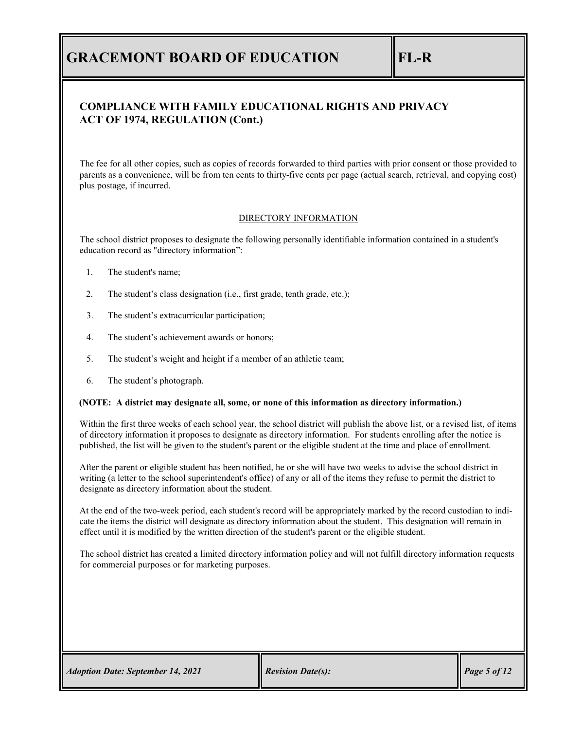## COMPLIANCE WITH FAMILY EDUCATIONAL RIGHTS AND PRIVACY ACT OF 1974, REGULATION (Cont.)

The fee for all other copies, such as copies of records forwarded to third parties with prior consent or those provided to parents as a convenience, will be from ten cents to thirty-five cents per page (actual search, retrieval, and copying cost) plus postage, if incurred.

### DIRECTORY INFORMATION

The school district proposes to designate the following personally identifiable information contained in a student's education record as "directory information":

1. The student's name;
2. The student's class designation (i.e., first grade, tenth grade, etc.);
3. The student's extracurricular participation;
4. The student's achievement awards or honors;
5. The student's weight and height if a member of an athletic team;
6. The student's photograph.

**(NOTE: A district may designate all, some, or none of this information as directory information.)**

Within the first three weeks of each school year, the school district will publish the above list, or a revised list, of items of directory information it proposes to designate as directory information. For students enrolling after the notice is published, the list will be given to the student's parent or the eligible student at the time and place of enrollment.

After the parent or eligible student has been notified, he or she will have two weeks to advise the school district in writing (a letter to the school superintendent's office) of any or all of the items they refuse to permit the district to designate as directory information about the student.

At the end of the two-week period, each student's record will be appropriately marked by the record custodian to indicate the items the district will designate as directory information about the student. This designation will remain in effect until it is modified by the written direction of the student's parent or the eligible student.

The school district has created a limited directory information policy and will not fulfill directory information requests for commercial purposes or for marketing purposes.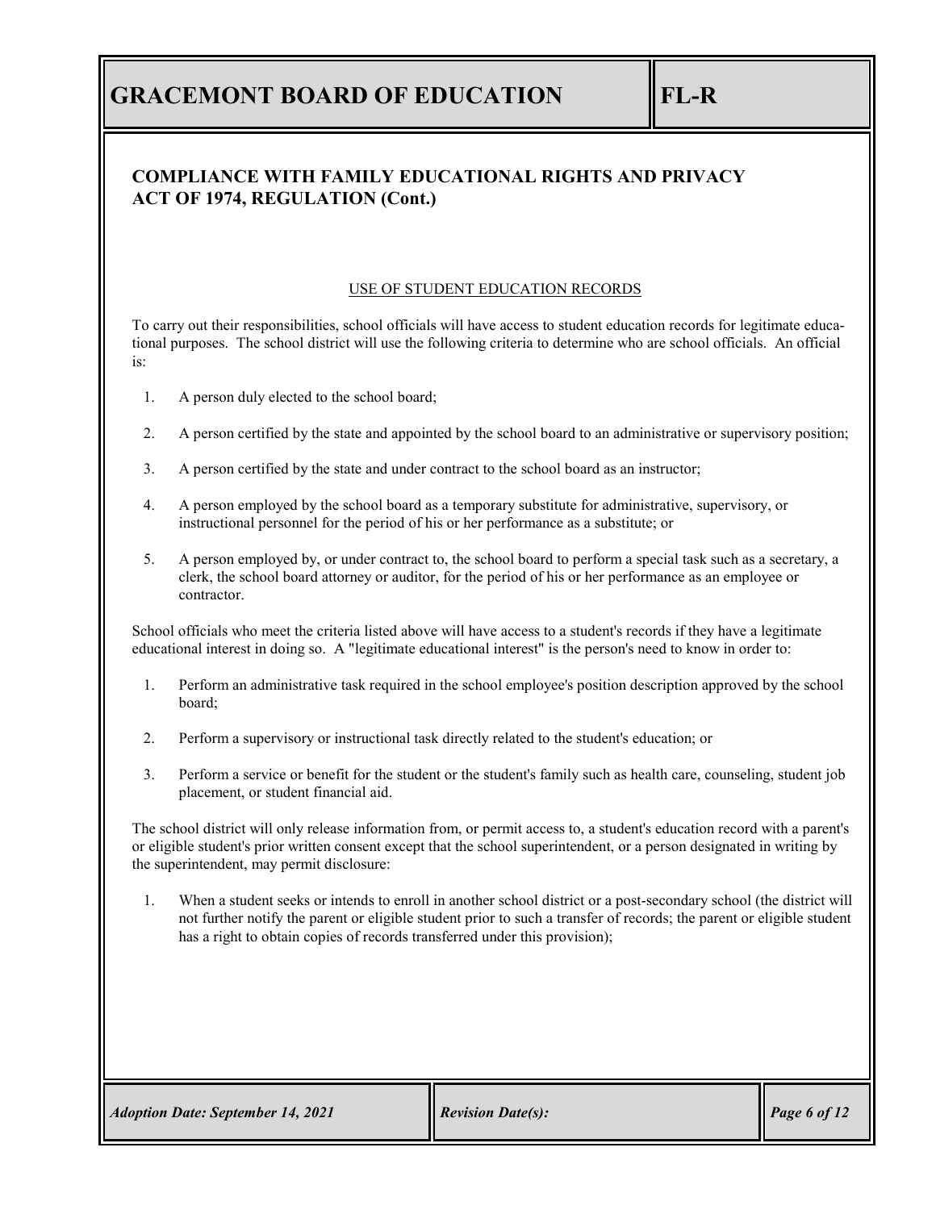## COMPLIANCE WITH FAMILY EDUCATIONAL RIGHTS AND PRIVACY ACT OF 1974, REGULATION (Cont.)

### USE OF STUDENT EDUCATION RECORDS

To carry out their responsibilities, school officials will have access to student education records for legitimate educational purposes. The school district will use the following criteria to determine who are school officials. An official is:

1. A person duly elected to the school board;
2. A person certified by the state and appointed by the school board to an administrative or supervisory position;
3. A person certified by the state and under contract to the school board as an instructor;
4. A person employed by the school board as a temporary substitute for administrative, supervisory, or instructional personnel for the period of his or her performance as a substitute; or
5. A person employed by, or under contract to, the school board to perform a special task such as a secretary, a clerk, the school board attorney or auditor, for the period of his or her performance as an employee or contractor.

School officials who meet the criteria listed above will have access to a student's records if they have a legitimate educational interest in doing so. A "legitimate educational interest" is the person's need to know in order to:

1. Perform an administrative task required in the school employee's position description approved by the school board;
2. Perform a supervisory or instructional task directly related to the student's education; or
3. Perform a service or benefit for the student or the student's family such as health care, counseling, student job placement, or student financial aid.

The school district will only release information from, or permit access to, a student's education record with a parent's or eligible student's prior written consent except that the school superintendent, or a person designated in writing by the superintendent, may permit disclosure:

1. When a student seeks or intends to enroll in another school district or a post-secondary school (the district will not further notify the parent or eligible student prior to such a transfer of records; the parent or eligible student has a right to obtain copies of records transferred under this provision);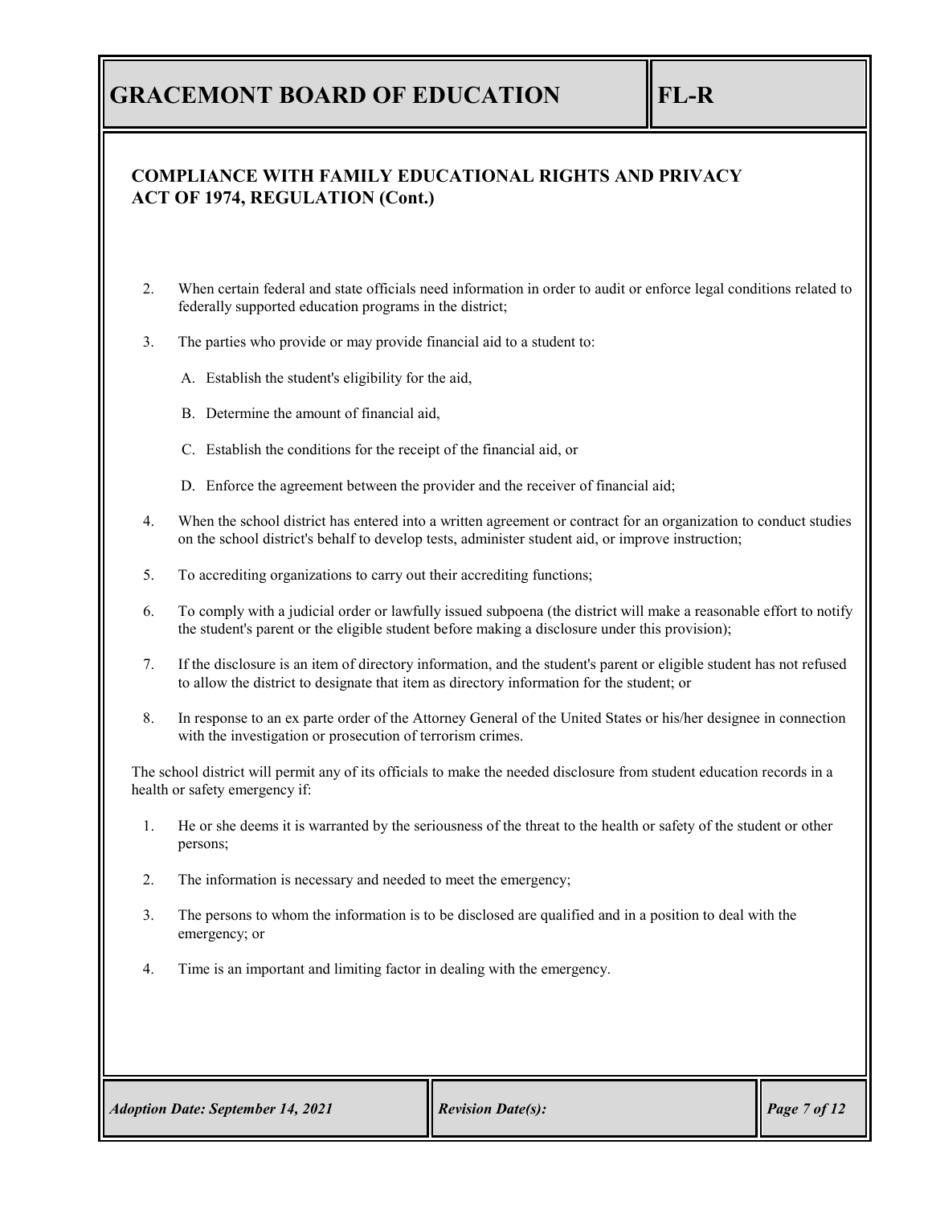## COMPLIANCE WITH FAMILY EDUCATIONAL RIGHTS AND PRIVACY ACT OF 1974, REGULATION (Cont.)

2. When certain federal and state officials need information in order to audit or enforce legal conditions related to federally supported education programs in the district;

3. The parties who provide or may provide financial aid to a student to:

   A. Establish the student's eligibility for the aid,

   B. Determine the amount of financial aid,

   C. Establish the conditions for the receipt of the financial aid, or

   D. Enforce the agreement between the provider and the receiver of financial aid;

4. When the school district has entered into a written agreement or contract for an organization to conduct studies on the school district's behalf to develop tests, administer student aid, or improve instruction;

5. To accrediting organizations to carry out their accrediting functions;

6. To comply with a judicial order or lawfully issued subpoena (the district will make a reasonable effort to notify the student's parent or the eligible student before making a disclosure under this provision);

7. If the disclosure is an item of directory information, and the student's parent or eligible student has not refused to allow the district to designate that item as directory information for the student; or

8. In response to an ex parte order of the Attorney General of the United States or his/her designee in connection with the investigation or prosecution of terrorism crimes.

The school district will permit any of its officials to make the needed disclosure from student education records in a health or safety emergency if:

1. He or she deems it is warranted by the seriousness of the threat to the health or safety of the student or other persons;

2. The information is necessary and needed to meet the emergency;

3. The persons to whom the information is to be disclosed are qualified and in a position to deal with the emergency; or

4. Time is an important and limiting factor in dealing with the emergency.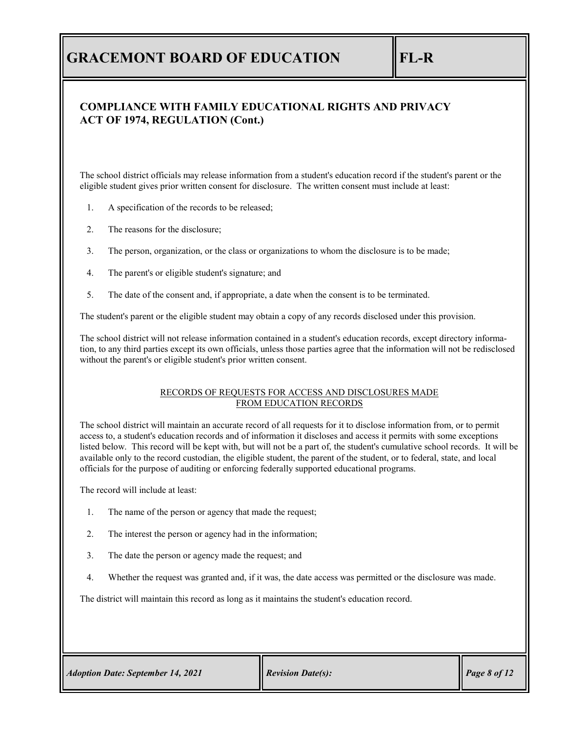## COMPLIANCE WITH FAMILY EDUCATIONAL RIGHTS AND PRIVACY ACT OF 1974, REGULATION (Cont.)

The school district officials may release information from a student's education record if the student's parent or the eligible student gives prior written consent for disclosure. The written consent must include at least:

1. A specification of the records to be released;
2. The reasons for the disclosure;
3. The person, organization, or the class or organizations to whom the disclosure is to be made;
4. The parent's or eligible student's signature; and
5. The date of the consent and, if appropriate, a date when the consent is to be terminated.

The student's parent or the eligible student may obtain a copy of any records disclosed under this provision.

The school district will not release information contained in a student's education records, except directory information, to any third parties except its own officials, unless those parties agree that the information will not be redisclosed without the parent's or eligible student's prior written consent.

### RECORDS OF REQUESTS FOR ACCESS AND DISCLOSURES MADE FROM EDUCATION RECORDS

The school district will maintain an accurate record of all requests for it to disclose information from, or to permit access to, a student's education records and of information it discloses and access it permits with some exceptions listed below. This record will be kept with, but will not be a part of, the student's cumulative school records. It will be available only to the record custodian, the eligible student, the parent of the student, or to federal, state, and local officials for the purpose of auditing or enforcing federally supported educational programs.

The record will include at least:

1. The name of the person or agency that made the request;
2. The interest the person or agency had in the information;
3. The date the person or agency made the request; and
4. Whether the request was granted and, if it was, the date access was permitted or the disclosure was made.

The district will maintain this record as long as it maintains the student's education record.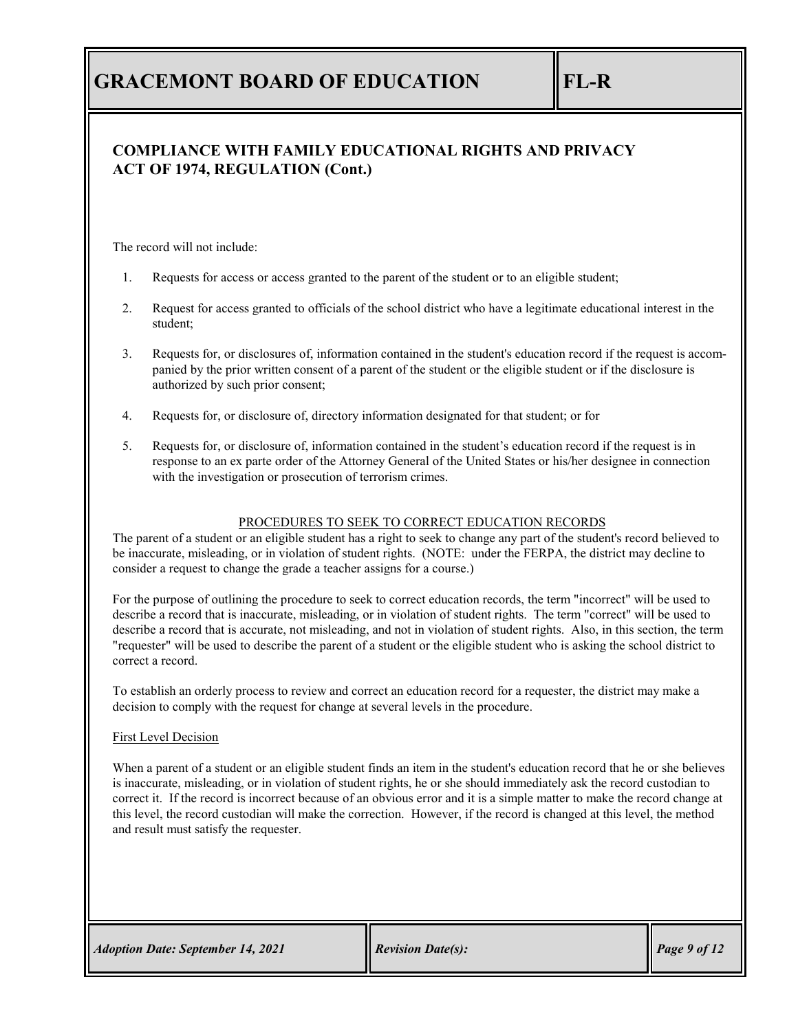**COMPLIANCE WITH FAMILY EDUCATIONAL RIGHTS AND PRIVACY ACT OF 1974, REGULATION (Cont.)**

The record will not include:

1. Requests for access or access granted to the parent of the student or to an eligible student;
2. Request for access granted to officials of the school district who have a legitimate educational interest in the student;
3. Requests for, or disclosures of, information contained in the student's education record if the request is accompanied by the prior written consent of a parent of the student or the eligible student or if the disclosure is authorized by such prior consent;
4. Requests for, or disclosure of, directory information designated for that student; or for
5. Requests for, or disclosure of, information contained in the student's education record if the request is in response to an ex parte order of the Attorney General of the United States or his/her designee in connection with the investigation or prosecution of terrorism crimes.

PROCEDURES TO SEEK TO CORRECT EDUCATION RECORDS

The parent of a student or an eligible student has a right to seek to change any part of the student's record believed to be inaccurate, misleading, or in violation of student rights. (NOTE: under the FERPA, the district may decline to consider a request to change the grade a teacher assigns for a course.)

For the purpose of outlining the procedure to seek to correct education records, the term "incorrect" will be used to describe a record that is inaccurate, misleading, or in violation of student rights. The term "correct" will be used to describe a record that is accurate, not misleading, and not in violation of student rights. Also, in this section, the term "requester" will be used to describe the parent of a student or the eligible student who is asking the school district to correct a record.

To establish an orderly process to review and correct an education record for a requester, the district may make a decision to comply with the request for change at several levels in the procedure.

First Level Decision

When a parent of a student or an eligible student finds an item in the student's education record that he or she believes is inaccurate, misleading, or in violation of student rights, he or she should immediately ask the record custodian to correct it. If the record is incorrect because of an obvious error and it is a simple matter to make the record change at this level, the record custodian will make the correction. However, if the record is changed at this level, the method and result must satisfy the requester.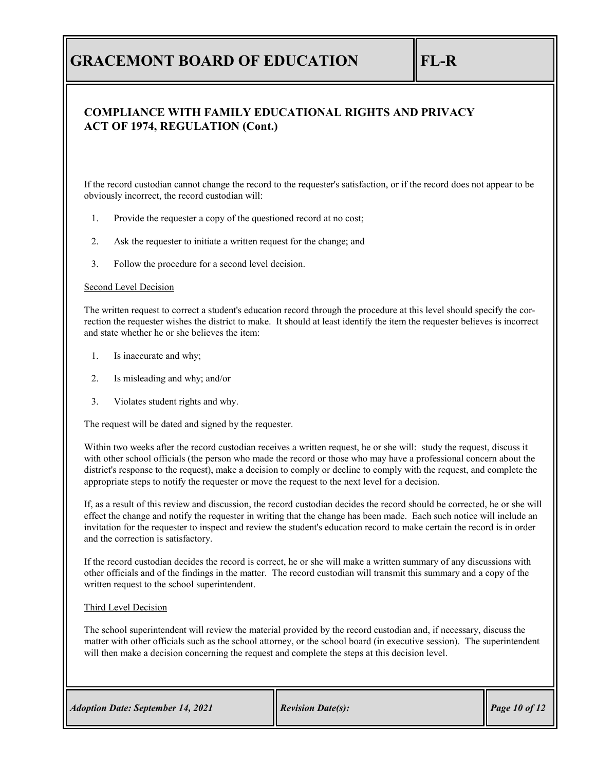If the record custodian cannot change the record to the requester's satisfaction, or if the record does not appear to be obviously incorrect, the record custodian will:

1. Provide the requester a copy of the questioned record at no cost;
2. Ask the requester to initiate a written request for the change; and
3. Follow the procedure for a second level decision.

<u>Second Level Decision</u>

The written request to correct a student's education record through the procedure at this level should specify the correction the requester wishes the district to make. It should at least identify the item the requester believes is incorrect and state whether he or she believes the item:

1. Is inaccurate and why;
2. Is misleading and why; and/or
3. Violates student rights and why.

The request will be dated and signed by the requester.

Within two weeks after the record custodian receives a written request, he or she will: study the request, discuss it with other school officials (the person who made the record or those who may have a professional concern about the district's response to the request), make a decision to comply or decline to comply with the request, and complete the appropriate steps to notify the requester or move the request to the next level for a decision.

If, as a result of this review and discussion, the record custodian decides the record should be corrected, he or she will effect the change and notify the requester in writing that the change has been made. Each such notice will include an invitation for the requester to inspect and review the student's education record to make certain the record is in order and the correction is satisfactory.

If the record custodian decides the record is correct, he or she will make a written summary of any discussions with other officials and of the findings in the matter. The record custodian will transmit this summary and a copy of the written request to the school superintendent.

<u>Third Level Decision</u>

The school superintendent will review the material provided by the record custodian and, if necessary, discuss the matter with other officials such as the school attorney, or the school board (in executive session). The superintendent will then make a decision concerning the request and complete the steps at this decision level.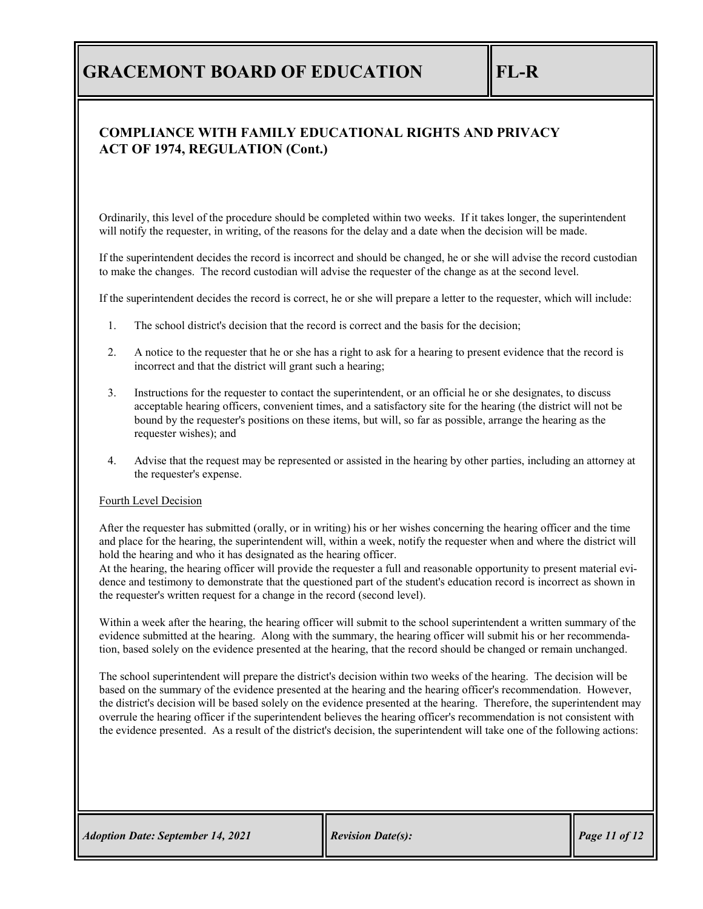## COMPLIANCE WITH FAMILY EDUCATIONAL RIGHTS AND PRIVACY ACT OF 1974, REGULATION (Cont.)

Ordinarily, this level of the procedure should be completed within two weeks. If it takes longer, the superintendent will notify the requester, in writing, of the reasons for the delay and a date when the decision will be made.

If the superintendent decides the record is incorrect and should be changed, he or she will advise the record custodian to make the changes. The record custodian will advise the requester of the change as at the second level.

If the superintendent decides the record is correct, he or she will prepare a letter to the requester, which will include:

1. The school district's decision that the record is correct and the basis for the decision;
2. A notice to the requester that he or she has a right to ask for a hearing to present evidence that the record is incorrect and that the district will grant such a hearing;
3. Instructions for the requester to contact the superintendent, or an official he or she designates, to discuss acceptable hearing officers, convenient times, and a satisfactory site for the hearing (the district will not be bound by the requester's positions on these items, but will, so far as possible, arrange the hearing as the requester wishes); and
4. Advise that the request may be represented or assisted in the hearing by other parties, including an attorney at the requester's expense.

Fourth Level Decision

After the requester has submitted (orally, or in writing) his or her wishes concerning the hearing officer and the time and place for the hearing, the superintendent will, within a week, notify the requester when and where the district will hold the hearing and who it has designated as the hearing officer.
At the hearing, the hearing officer will provide the requester a full and reasonable opportunity to present material evidence and testimony to demonstrate that the questioned part of the student's education record is incorrect as shown in the requester's written request for a change in the record (second level).

Within a week after the hearing, the hearing officer will submit to the school superintendent a written summary of the evidence submitted at the hearing. Along with the summary, the hearing officer will submit his or her recommendation, based solely on the evidence presented at the hearing, that the record should be changed or remain unchanged.

The school superintendent will prepare the district's decision within two weeks of the hearing. The decision will be based on the summary of the evidence presented at the hearing and the hearing officer's recommendation. However, the district's decision will be based solely on the evidence presented at the hearing. Therefore, the superintendent may overrule the hearing officer if the superintendent believes the hearing officer's recommendation is not consistent with the evidence presented. As a result of the district's decision, the superintendent will take one of the following actions: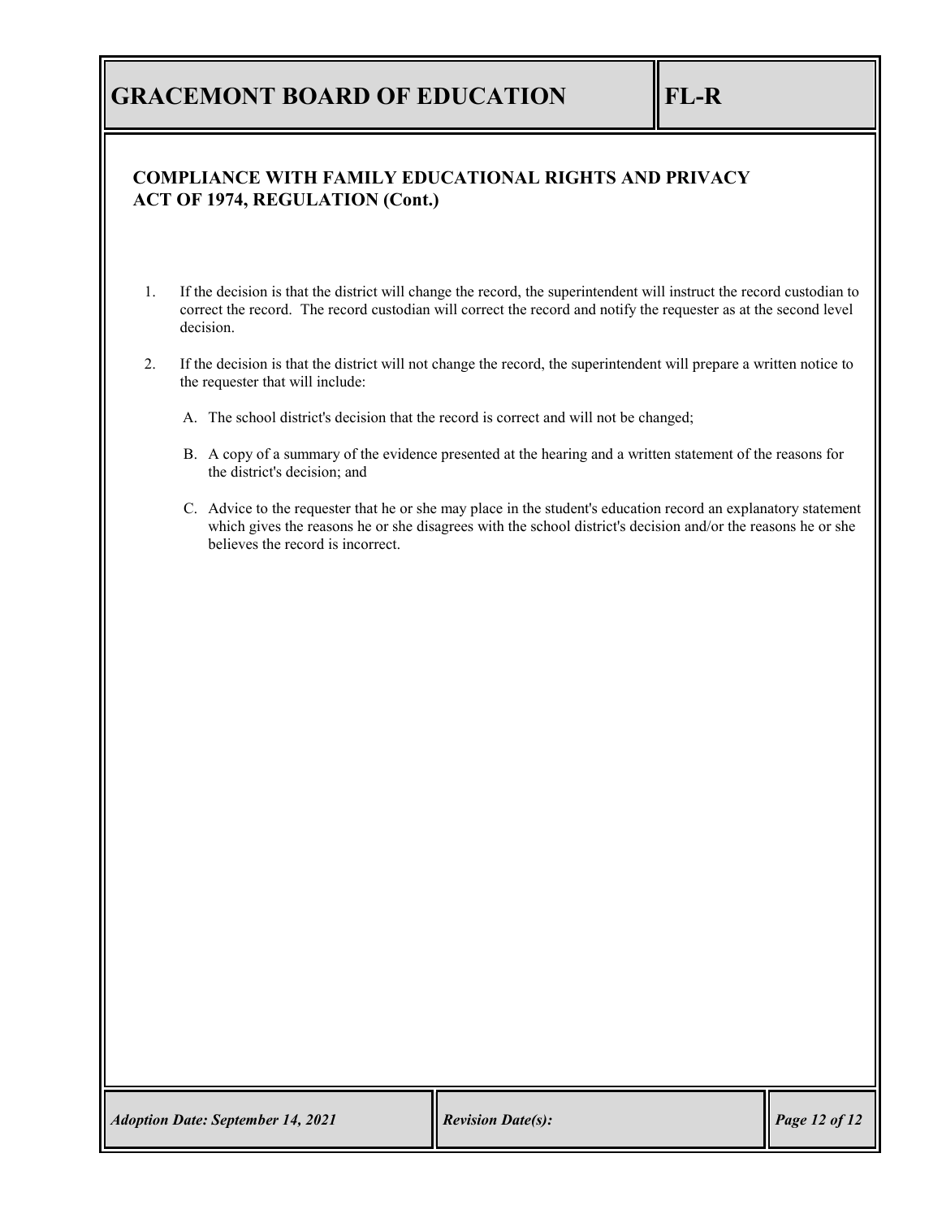**COMPLIANCE WITH FAMILY EDUCATIONAL RIGHTS AND PRIVACY ACT OF 1974, REGULATION (Cont.)**

1. If the decision is that the district will change the record, the superintendent will instruct the record custodian to correct the record. The record custodian will correct the record and notify the requester as at the second level decision.

2. If the decision is that the district will not change the record, the superintendent will prepare a written notice to the requester that will include:

   A. The school district's decision that the record is correct and will not be changed;

   B. A copy of a summary of the evidence presented at the hearing and a written statement of the reasons for the district's decision; and

   C. Advice to the requester that he or she may place in the student's education record an explanatory statement which gives the reasons he or she disagrees with the school district's decision and/or the reasons he or she believes the record is incorrect.